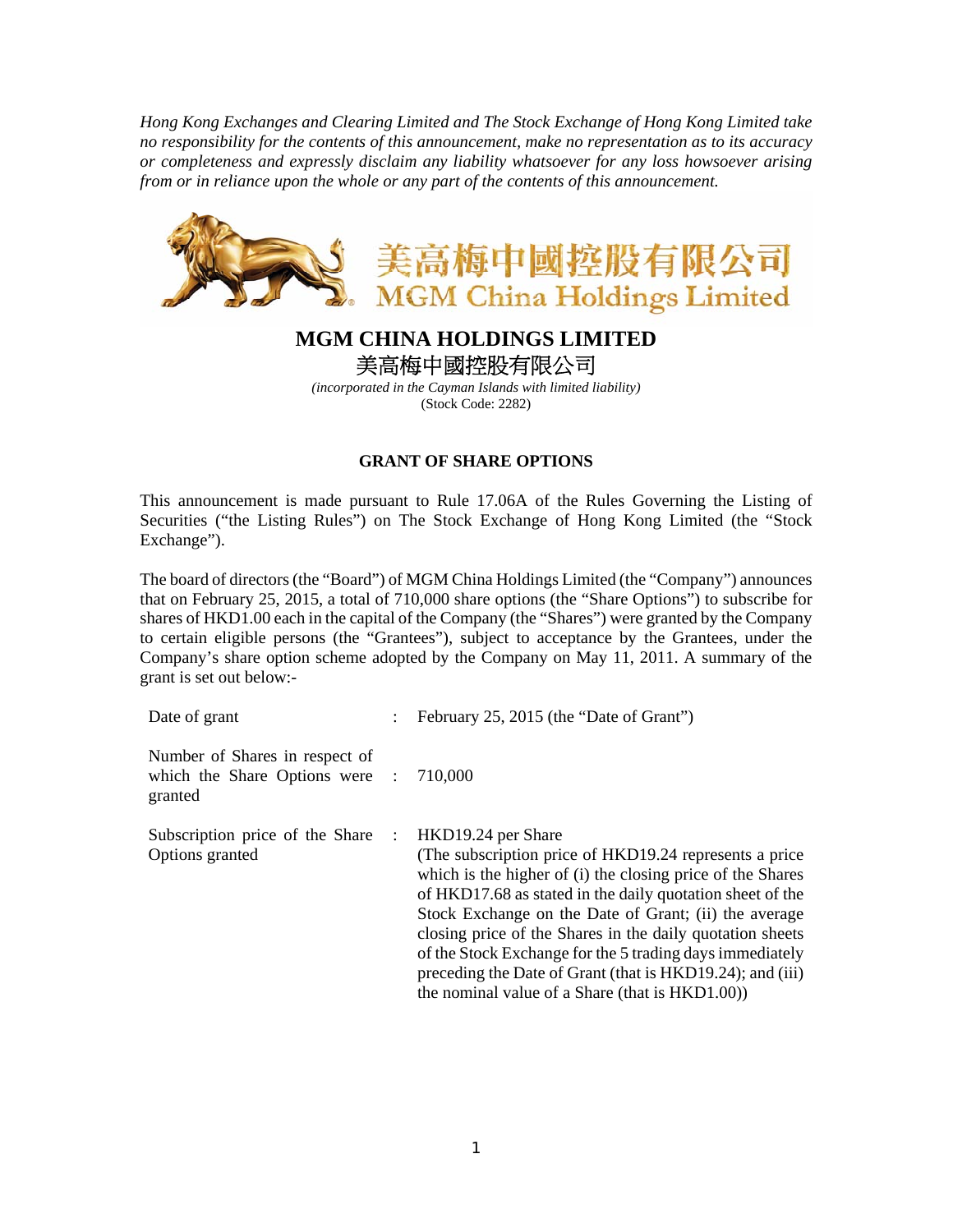*Hong Kong Exchanges and Clearing Limited and The Stock Exchange of Hong Kong Limited take no responsibility for the contents of this announcement, make no representation as to its accuracy or completeness and expressly disclaim any liability whatsoever for any loss howsoever arising from or in reliance upon the whole or any part of the contents of this announcement.*

# MGM CHINA HOLDINGS LIMITED

# 美高梅中國控股有限公司

*(incorporated in the Cayman Islands with limited liability)*
(Stock Code: 2282)

## GRANT OF SHARE OPTIONS

This announcement is made pursuant to Rule 17.06A of the Rules Governing the Listing of Securities ("the Listing Rules") on The Stock Exchange of Hong Kong Limited (the "Stock Exchange").

The board of directors (the "Board") of MGM China Holdings Limited (the "Company") announces that on February 25, 2015, a total of 710,000 share options (the "Share Options") to subscribe for shares of HKD1.00 each in the capital of the Company (the "Shares") were granted by the Company to certain eligible persons (the "Grantees"), subject to acceptance by the Grantees, under the Company's share option scheme adopted by the Company on May 11, 2011. A summary of the grant is set out below:-

| | | |
|---|---|---|
| Date of grant | : | February 25, 2015 (the "Date of Grant") |
| Number of Shares in respect of which the Share Options were granted | : | 710,000 |
| Subscription price of the Share Options granted | : | HKD19.24 per Share<br>(The subscription price of HKD19.24 represents a price which is the higher of (i) the closing price of the Shares of HKD17.68 as stated in the daily quotation sheet of the Stock Exchange on the Date of Grant; (ii) the average closing price of the Shares in the daily quotation sheets of the Stock Exchange for the 5 trading days immediately preceding the Date of Grant (that is HKD19.24); and (iii) the nominal value of a Share (that is HKD1.00)) |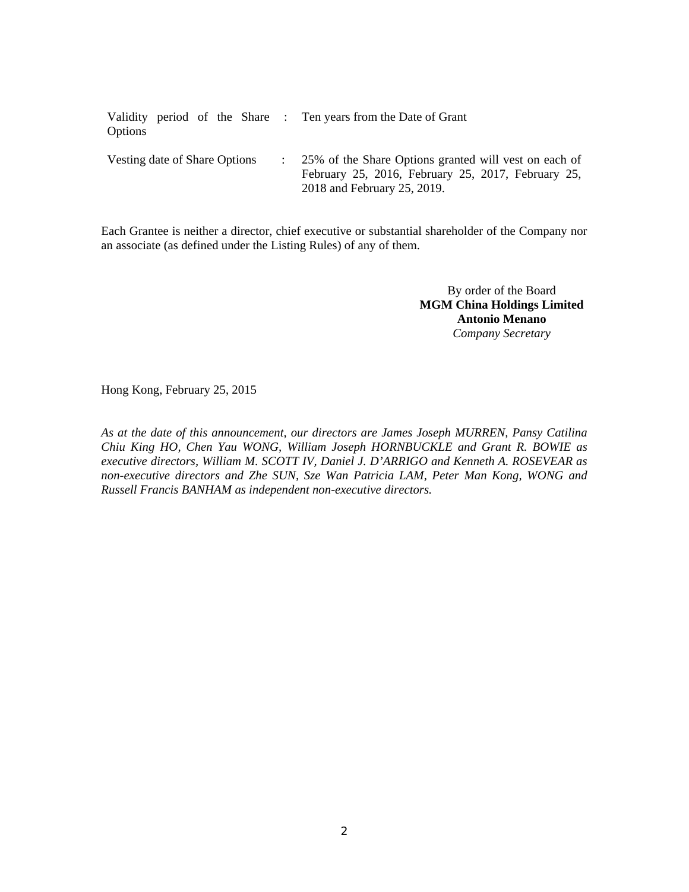| | | |
|---|---|---|
| Validity period of the Share Options | : | Ten years from the Date of Grant |
| Vesting date of Share Options | : | 25% of the Share Options granted will vest on each of February 25, 2016, February 25, 2017, February 25, 2018 and February 25, 2019. |

Each Grantee is neither a director, chief executive or substantial shareholder of the Company nor an associate (as defined under the Listing Rules) of any of them.

By order of the Board
**MGM China Holdings Limited**
**Antonio Menano**
*Company Secretary*

Hong Kong, February 25, 2015

*As at the date of this announcement, our directors are James Joseph MURREN, Pansy Catilina Chiu King HO, Chen Yau WONG, William Joseph HORNBUCKLE and Grant R. BOWIE as executive directors, William M. SCOTT IV, Daniel J. D'ARRIGO and Kenneth A. ROSEVEAR as non-executive directors and Zhe SUN, Sze Wan Patricia LAM, Peter Man Kong, WONG and Russell Francis BANHAM as independent non-executive directors.*